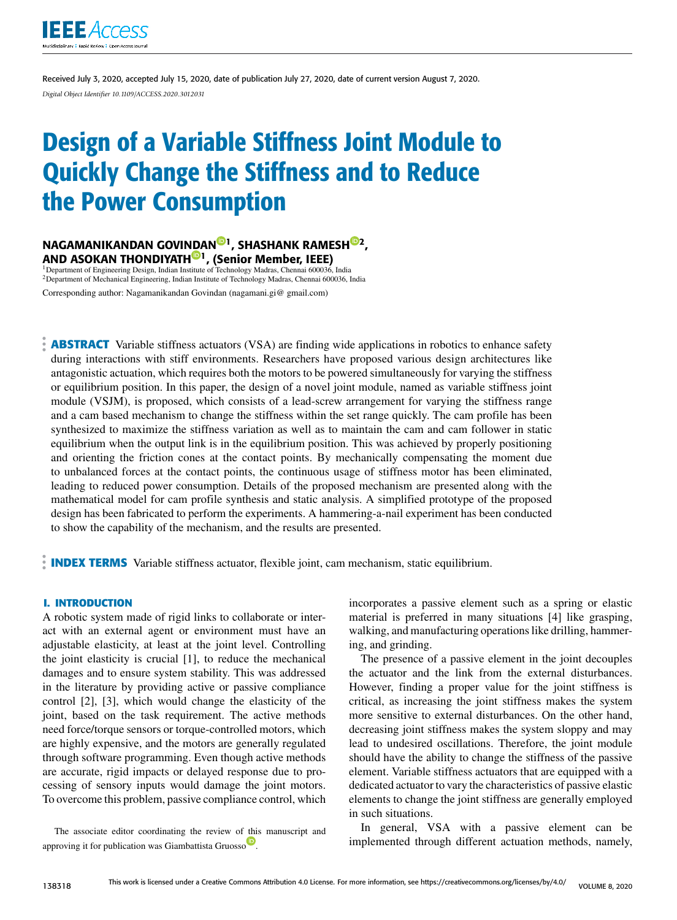Received July 3, 2020, accepted July 15, 2020, date of publication July 27, 2020, date of current version August 7, 2020.

*Digital Object Identifier 10.1109/ACCESS.2020.3012031*

# Design of a Variable Stiffness Joint Module to Quickly Change the Stiffness and to Reduce the Power Consumption

**NAGAMANIKANDAN GOVINDAN[1], SHASHANK RAMESH[2], AND ASOKAN THONDIYATH[1], (Senior Member, IEEE)**

[1]Department of Engineering Design, Indian Institute of Technology Madras, Chennai 600036, India
[2]Department of Mechanical Engineering, Indian Institute of Technology Madras, Chennai 600036, India

Corresponding author: Nagamanikandan Govindan (nagamani.gi@ gmail.com)

**ABSTRACT** Variable stiffness actuators (VSA) are finding wide applications in robotics to enhance safety during interactions with stiff environments. Researchers have proposed various design architectures like antagonistic actuation, which requires both the motors to be powered simultaneously for varying the stiffness or equilibrium position. In this paper, the design of a novel joint module, named as variable stiffness joint module (VSJM), is proposed, which consists of a lead-screw arrangement for varying the stiffness range and a cam based mechanism to change the stiffness within the set range quickly. The cam profile has been synthesized to maximize the stiffness variation as well as to maintain the cam and cam follower in static equilibrium when the output link is in the equilibrium position. This was achieved by properly positioning and orienting the friction cones at the contact points. By mechanically compensating the moment due to unbalanced forces at the contact points, the continuous usage of stiffness motor has been eliminated, leading to reduced power consumption. Details of the proposed mechanism are presented along with the mathematical model for cam profile synthesis and static analysis. A simplified prototype of the proposed design has been fabricated to perform the experiments. A hammering-a-nail experiment has been conducted to show the capability of the mechanism, and the results are presented.

**INDEX TERMS** Variable stiffness actuator, flexible joint, cam mechanism, static equilibrium.

## I. INTRODUCTION

A robotic system made of rigid links to collaborate or interact with an external agent or environment must have an adjustable elasticity, at least at the joint level. Controlling the joint elasticity is crucial [1], to reduce the mechanical damages and to ensure system stability. This was addressed in the literature by providing active or passive compliance control [2], [3], which would change the elasticity of the joint, based on the task requirement. The active methods need force/torque sensors or torque-controlled motors, which are highly expensive, and the motors are generally regulated through software programming. Even though active methods are accurate, rigid impacts or delayed response due to processing of sensory inputs would damage the joint motors. To overcome this problem, passive compliance control, which incorporates a passive element such as a spring or elastic material is preferred in many situations [4] like grasping, walking, and manufacturing operations like drilling, hammering, and grinding.

The presence of a passive element in the joint decouples the actuator and the link from the external disturbances. However, finding a proper value for the joint stiffness is critical, as increasing the joint stiffness makes the system more sensitive to external disturbances. On the other hand, decreasing joint stiffness makes the system sloppy and may lead to undesired oscillations. Therefore, the joint module should have the ability to change the stiffness of the passive element. Variable stiffness actuators that are equipped with a dedicated actuator to vary the characteristics of passive elastic elements to change the joint stiffness are generally employed in such situations.

In general, VSA with a passive element can be implemented through different actuation methods, namely,

The associate editor coordinating the review of this manuscript and approving it for publication was Giambattista Gruosso.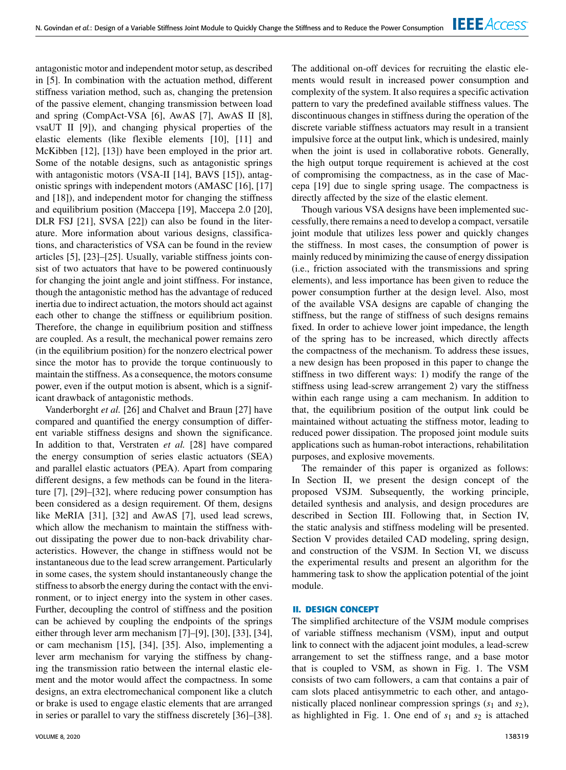antagonistic motor and independent motor setup, as described in [5]. In combination with the actuation method, different stiffness variation method, such as, changing the pretension of the passive element, changing transmission between load and spring (CompAct-VSA [6], AwAS [7], AwAS II [8], vsaUT II [9]), and changing physical properties of the elastic elements (like flexible elements [10], [11] and McKibben [12], [13]) have been employed in the prior art. Some of the notable designs, such as antagonistic springs with antagonistic motors (VSA-II [14], BAVS [15]), antagonistic springs with independent motors (AMASC [16], [17] and [18]), and independent motor for changing the stiffness and equilibrium position (Maccepa [19], Maccepa 2.0 [20], DLR FSJ [21], SVSA [22]) can also be found in the literature. More information about various designs, classifications, and characteristics of VSA can be found in the review articles [5], [23]–[25]. Usually, variable stiffness joints consist of two actuators that have to be powered continuously for changing the joint angle and joint stiffness. For instance, though the antagonistic method has the advantage of reduced inertia due to indirect actuation, the motors should act against each other to change the stiffness or equilibrium position. Therefore, the change in equilibrium position and stiffness are coupled. As a result, the mechanical power remains zero (in the equilibrium position) for the nonzero electrical power since the motor has to provide the torque continuously to maintain the stiffness. As a consequence, the motors consume power, even if the output motion is absent, which is a significant drawback of antagonistic methods.

Vanderborght *et al.* [26] and Chalvet and Braun [27] have compared and quantified the energy consumption of different variable stiffness designs and shown the significance. In addition to that, Verstraten *et al.* [28] have compared the energy consumption of series elastic actuators (SEA) and parallel elastic actuators (PEA). Apart from comparing different designs, a few methods can be found in the literature [7], [29]–[32], where reducing power consumption has been considered as a design requirement. Of them, designs like MeRIA [31], [32] and AwAS [7], used lead screws, which allow the mechanism to maintain the stiffness without dissipating the power due to non-back drivability characteristics. However, the change in stiffness would not be instantaneous due to the lead screw arrangement. Particularly in some cases, the system should instantaneously change the stiffness to absorb the energy during the contact with the environment, or to inject energy into the system in other cases. Further, decoupling the control of stiffness and the position can be achieved by coupling the endpoints of the springs either through lever arm mechanism [7]–[9], [30], [33], [34], or cam mechanism [15], [34], [35]. Also, implementing a lever arm mechanism for varying the stiffness by changing the transmission ratio between the internal elastic element and the motor would affect the compactness. In some designs, an extra electromechanical component like a clutch or brake is used to engage elastic elements that are arranged in series or parallel to vary the stiffness discretely [36]–[38]. The additional on-off devices for recruiting the elastic elements would result in increased power consumption and complexity of the system. It also requires a specific activation pattern to vary the predefined available stiffness values. The discontinuous changes in stiffness during the operation of the discrete variable stiffness actuators may result in a transient impulsive force at the output link, which is undesired, mainly when the joint is used in collaborative robots. Generally, the high output torque requirement is achieved at the cost of compromising the compactness, as in the case of Maccepa [19] due to single spring usage. The compactness is directly affected by the size of the elastic element.

Though various VSA designs have been implemented successfully, there remains a need to develop a compact, versatile joint module that utilizes less power and quickly changes the stiffness. In most cases, the consumption of power is mainly reduced by minimizing the cause of energy dissipation (i.e., friction associated with the transmissions and spring elements), and less importance has been given to reduce the power consumption further at the design level. Also, most of the available VSA designs are capable of changing the stiffness, but the range of stiffness of such designs remains fixed. In order to achieve lower joint impedance, the length of the spring has to be increased, which directly affects the compactness of the mechanism. To address these issues, a new design has been proposed in this paper to change the stiffness in two different ways: 1) modify the range of the stiffness using lead-screw arrangement 2) vary the stiffness within each range using a cam mechanism. In addition to that, the equilibrium position of the output link could be maintained without actuating the stiffness motor, leading to reduced power dissipation. The proposed joint module suits applications such as human-robot interactions, rehabilitation purposes, and explosive movements.

The remainder of this paper is organized as follows: In Section II, we present the design concept of the proposed VSJM. Subsequently, the working principle, detailed synthesis and analysis, and design procedures are described in Section III. Following that, in Section IV, the static analysis and stiffness modeling will be presented. Section V provides detailed CAD modeling, spring design, and construction of the VSJM. In Section VI, we discuss the experimental results and present an algorithm for the hammering task to show the application potential of the joint module.

## II. DESIGN CONCEPT

The simplified architecture of the VSJM module comprises of variable stiffness mechanism (VSM), input and output link to connect with the adjacent joint modules, a lead-screw arrangement to set the stiffness range, and a base motor that is coupled to VSM, as shown in Fig. 1. The VSM consists of two cam followers, a cam that contains a pair of cam slots placed antisymmetric to each other, and antagonistically placed nonlinear compression springs ($s_1$ and $s_2$), as highlighted in Fig. 1. One end of $s_1$ and $s_2$ is attached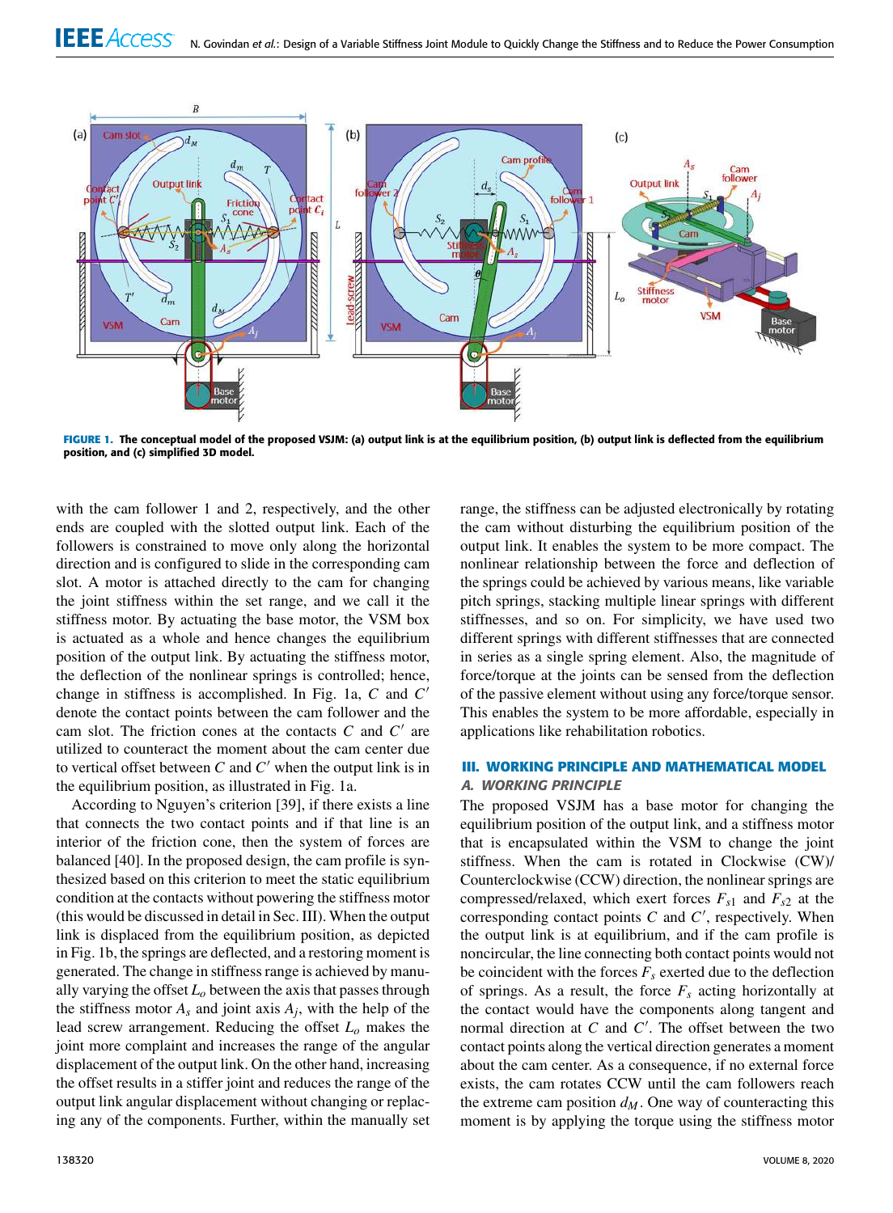FIGURE 1. The conceptual model of the proposed VSJM: (a) output link is at the equilibrium position, (b) output link is deflected from the equilibrium position, and (c) simplified 3D model.

with the cam follower 1 and 2, respectively, and the other ends are coupled with the slotted output link. Each of the followers is constrained to move only along the horizontal direction and is configured to slide in the corresponding cam slot. A motor is attached directly to the cam for changing the joint stiffness within the set range, and we call it the stiffness motor. By actuating the base motor, the VSM box is actuated as a whole and hence changes the equilibrium position of the output link. By actuating the stiffness motor, the deflection of the nonlinear springs is controlled; hence, change in stiffness is accomplished. In Fig. 1a, $C$ and $C'$ denote the contact points between the cam follower and the cam slot. The friction cones at the contacts $C$ and $C'$ are utilized to counteract the moment about the cam center due to vertical offset between $C$ and $C'$ when the output link is in the equilibrium position, as illustrated in Fig. 1a.

According to Nguyen's criterion [39], if there exists a line that connects the two contact points and if that line is an interior of the friction cone, then the system of forces are balanced [40]. In the proposed design, the cam profile is synthesized based on this criterion to meet the static equilibrium condition at the contacts without powering the stiffness motor (this would be discussed in detail in Sec. III). When the output link is displaced from the equilibrium position, as depicted in Fig. 1b, the springs are deflected, and a restoring moment is generated. The change in stiffness range is achieved by manually varying the offset $L_o$ between the axis that passes through the stiffness motor $A_s$ and joint axis $A_j$, with the help of the lead screw arrangement. Reducing the offset $L_o$ makes the joint more compliant and increases the range of the angular displacement of the output link. On the other hand, increasing the offset results in a stiffer joint and reduces the range of the output link angular displacement without changing or replacing any of the components. Further, within the manually set range, the stiffness can be adjusted electronically by rotating the cam without disturbing the equilibrium position of the output link. It enables the system to be more compact. The nonlinear relationship between the force and deflection of the springs could be achieved by various means, like variable pitch springs, stacking multiple linear springs with different stiffnesses, and so on. For simplicity, we have used two different springs with different stiffnesses that are connected in series as a single spring element. Also, the magnitude of force/torque at the joints can be sensed from the deflection of the passive element without using any force/torque sensor. This enables the system to be more affordable, especially in applications like rehabilitation robotics.

## III. WORKING PRINCIPLE AND MATHEMATICAL MODEL

### A. WORKING PRINCIPLE

The proposed VSJM has a base motor for changing the equilibrium position of the output link, and a stiffness motor that is encapsulated within the VSM to change the joint stiffness. When the cam is rotated in Clockwise (CW)/ Counterclockwise (CCW) direction, the nonlinear springs are compressed/relaxed, which exert forces $F_{s1}$ and $F_{s2}$ at the corresponding contact points $C$ and $C'$, respectively. When the output link is at equilibrium, and if the cam profile is noncircular, the line connecting both contact points would not be coincident with the forces $F_s$ exerted due to the deflection of springs. As a result, the force $F_s$ acting horizontally at the contact would have the components along tangent and normal direction at $C$ and $C'$. The offset between the two contact points along the vertical direction generates a moment about the cam center. As a consequence, if no external force exists, the cam rotates CCW until the cam followers reach the extreme cam position $d_M$. One way of counteracting this moment is by applying the torque using the stiffness motor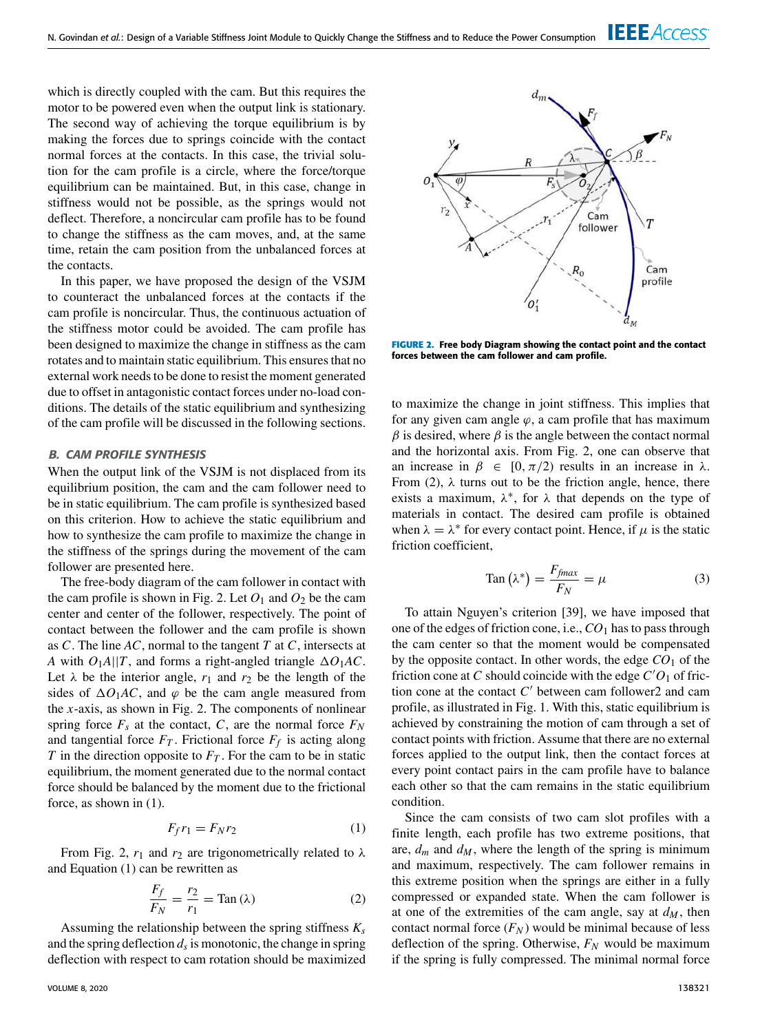which is directly coupled with the cam. But this requires the motor to be powered even when the output link is stationary. The second way of achieving the torque equilibrium is by making the forces due to springs coincide with the contact normal forces at the contacts. In this case, the trivial solution for the cam profile is a circle, where the force/torque equilibrium can be maintained. But, in this case, change in stiffness would not be possible, as the springs would not deflect. Therefore, a noncircular cam profile has to be found to change the stiffness as the cam moves, and, at the same time, retain the cam position from the unbalanced forces at the contacts.

In this paper, we have proposed the design of the VSJM to counteract the unbalanced forces at the contacts if the cam profile is noncircular. Thus, the continuous actuation of the stiffness motor could be avoided. The cam profile has been designed to maximize the change in stiffness as the cam rotates and to maintain static equilibrium. This ensures that no external work needs to be done to resist the moment generated due to offset in antagonistic contact forces under no-load conditions. The details of the static equilibrium and synthesizing of the cam profile will be discussed in the following sections.

### *B. CAM PROFILE SYNTHESIS*

When the output link of the VSJM is not displaced from its equilibrium position, the cam and the cam follower need to be in static equilibrium. The cam profile is synthesized based on this criterion. How to achieve the static equilibrium and how to synthesize the cam profile to maximize the change in the stiffness of the springs during the movement of the cam follower are presented here.

The free-body diagram of the cam follower in contact with the cam profile is shown in Fig. 2. Let $O_1$ and $O_2$ be the cam center and center of the follower, respectively. The point of contact between the follower and the cam profile is shown as $C$. The line $AC$, normal to the tangent $T$ at $C$, intersects at $A$ with $O_1A || T$, and forms a right-angled triangle $\Delta O_1AC$. Let $\lambda$ be the interior angle, $r_1$ and $r_2$ be the length of the sides of $\Delta O_1AC$, and $\varphi$ be the cam angle measured from the $x$-axis, as shown in Fig. 2. The components of nonlinear spring force $F_s$ at the contact, $C$, are the normal force $F_N$ and tangential force $F_T$. Frictional force $F_f$ is acting along $T$ in the direction opposite to $F_T$. For the cam to be in static equilibrium, the moment generated due to the normal contact force should be balanced by the moment due to the frictional force, as shown in (1).

$$F_f r_1 = F_N r_2 \tag{1}$$

From Fig. 2, $r_1$ and $r_2$ are trigonometrically related to $\lambda$ and Equation (1) can be rewritten as

$$\frac{F_f}{F_N} = \frac{r_2}{r_1} = \mathrm{Tan}\,(\lambda) \tag{2}$$

Assuming the relationship between the spring stiffness $K_s$ and the spring deflection $d_s$ is monotonic, the change in spring deflection with respect to cam rotation should be maximized to maximize the change in joint stiffness. This implies that for any given cam angle $\varphi$, a cam profile that has maximum $\beta$ is desired, where $\beta$ is the angle between the contact normal and the horizontal axis. From Fig. 2, one can observe that an increase in $\beta \in [0, \pi/2)$ results in an increase in $\lambda$. From (2), $\lambda$ turns out to be the friction angle, hence, there exists a maximum, $\lambda^*$, for $\lambda$ that depends on the type of materials in contact. The desired cam profile is obtained when $\lambda = \lambda^*$ for every contact point. Hence, if $\mu$ is the static friction coefficient,

$$\mathrm{Tan}\,(\lambda^*) = \frac{F_{fmax}}{F_N} = \mu \tag{3}$$

FIGURE 2. Free body Diagram showing the contact point and the contact forces between the cam follower and cam profile.

To attain Nguyen's criterion [39], we have imposed that one of the edges of friction cone, i.e., $CO_1$ has to pass through the cam center so that the moment would be compensated by the opposite contact. In other words, the edge $CO_1$ of the friction cone at $C$ should coincide with the edge $C'O_1$ of friction cone at the contact $C'$ between cam follower2 and cam profile, as illustrated in Fig. 1. With this, static equilibrium is achieved by constraining the motion of cam through a set of contact points with friction. Assume that there are no external forces applied to the output link, then the contact forces at every point contact pairs in the cam profile have to balance each other so that the cam remains in the static equilibrium condition.

Since the cam consists of two cam slot profiles with a finite length, each profile has two extreme positions, that are, $d_m$ and $d_M$, where the length of the spring is minimum and maximum, respectively. The cam follower remains in this extreme position when the springs are either in a fully compressed or expanded state. When the cam follower is at one of the extremities of the cam angle, say at $d_M$, then contact normal force ($F_N$) would be minimal because of less deflection of the spring. Otherwise, $F_N$ would be maximum if the spring is fully compressed. The minimal normal force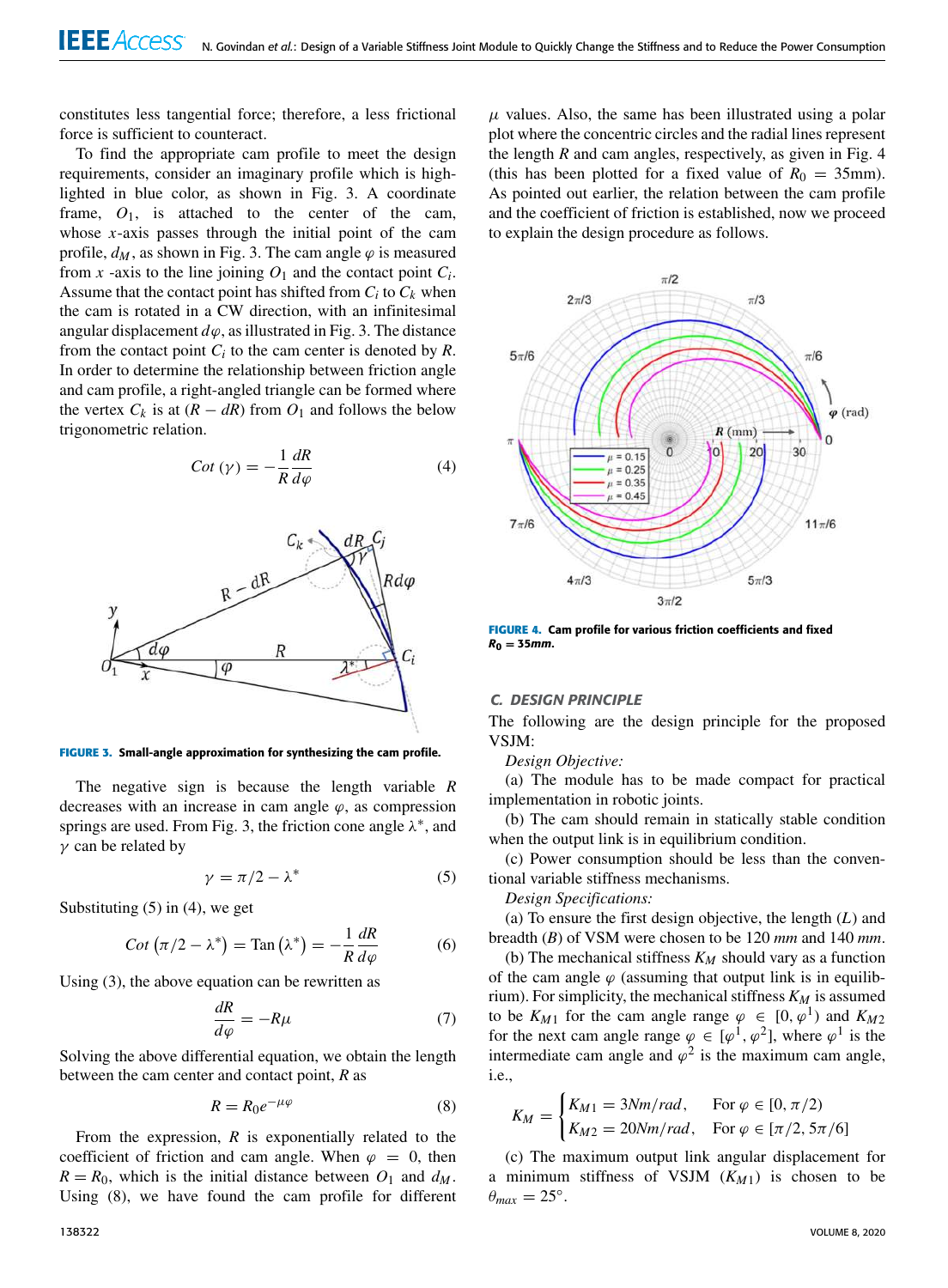constitutes less tangential force; therefore, a less frictional force is sufficient to counteract.

To find the appropriate cam profile to meet the design requirements, consider an imaginary profile which is highlighted in blue color, as shown in Fig. 3. A coordinate frame, $O_1$, is attached to the center of the cam, whose $x$-axis passes through the initial point of the cam profile, $d_M$, as shown in Fig. 3. The cam angle $\varphi$ is measured from $x$ to the line joining $O_1$ and the contact point $C_i$. Assume that the contact point has shifted from $C_i$ to $C_k$ when the cam is rotated in a CW direction, with an infinitesimal angular displacement $d\varphi$, as illustrated in Fig. 3. The distance from the contact point $C_i$ to the cam center is denoted by $R$. In order to determine the relationship between friction angle and cam profile, a right-angled triangle can be formed where the vertex $C_k$ is at $(R - dR)$ from $O_1$ and follows the below trigonometric relation.

$$Cot\,(\gamma) = -\frac{1}{R}\frac{dR}{d\varphi} \tag{4}$$

**FIGURE 3.** Small-angle approximation for synthesizing the cam profile.

The negative sign is because the length variable $R$ decreases with an increase in cam angle $\varphi$, as compression springs are used. From Fig. 3, the friction cone angle $\lambda^*$, and $\gamma$ can be related by

$$\gamma = \pi/2 - \lambda^* \tag{5}$$

Substituting (5) in (4), we get

$$Cot\left(\pi/2 - \lambda^*\right) = \text{Tan}\left(\lambda^*\right) = -\frac{1}{R}\frac{dR}{d\varphi} \tag{6}$$

Using (3), the above equation can be rewritten as

$$\frac{dR}{d\varphi} = -R\mu \tag{7}$$

Solving the above differential equation, we obtain the length between the cam center and contact point, $R$ as

$$R = R_0 e^{-\mu\varphi} \tag{8}$$

From the expression, $R$ is exponentially related to the coefficient of friction and cam angle. When $\varphi = 0$, then $R = R_0$, which is the initial distance between $O_1$ and $d_M$. Using (8), we have found the cam profile for different $\mu$ values. Also, the same has been illustrated using a polar plot where the concentric circles and the radial lines represent the length $R$ and cam angles, respectively, as given in Fig. 4 (this has been plotted for a fixed value of $R_0 = 35$mm). As pointed out earlier, the relation between the cam profile and the coefficient of friction is established, now we proceed to explain the design procedure as follows.

**FIGURE 4.** Cam profile for various friction coefficients and fixed $R_0 = 35mm$.

### C. DESIGN PRINCIPLE

The following are the design principle for the proposed VSJM:

*Design Objective:*

(a) The module has to be made compact for practical implementation in robotic joints.

(b) The cam should remain in statically stable condition when the output link is in equilibrium condition.

(c) Power consumption should be less than the conventional variable stiffness mechanisms.

*Design Specifications:*

(a) To ensure the first design objective, the length ($L$) and breadth ($B$) of VSM were chosen to be 120 *mm* and 140 *mm*.

(b) The mechanical stiffness $K_M$ should vary as a function of the cam angle $\varphi$ (assuming that output link is in equilibrium). For simplicity, the mechanical stiffness $K_M$ is assumed to be $K_{M1}$ for the cam angle range $\varphi \in [0, \varphi^1)$ and $K_{M2}$ for the next cam angle range $\varphi \in [\varphi^1, \varphi^2]$, where $\varphi^1$ is the intermediate cam angle and $\varphi^2$ is the maximum cam angle, i.e.,

$$K_M = \begin{cases} K_{M1} = 3Nm/rad, & \text{For } \varphi \in [0, \pi/2) \\ K_{M2} = 20Nm/rad, & \text{For } \varphi \in [\pi/2, 5\pi/6] \end{cases}$$

(c) The maximum output link angular displacement for a minimum stiffness of VSJM ($K_{M1}$) is chosen to be $\theta_{max} = 25°$.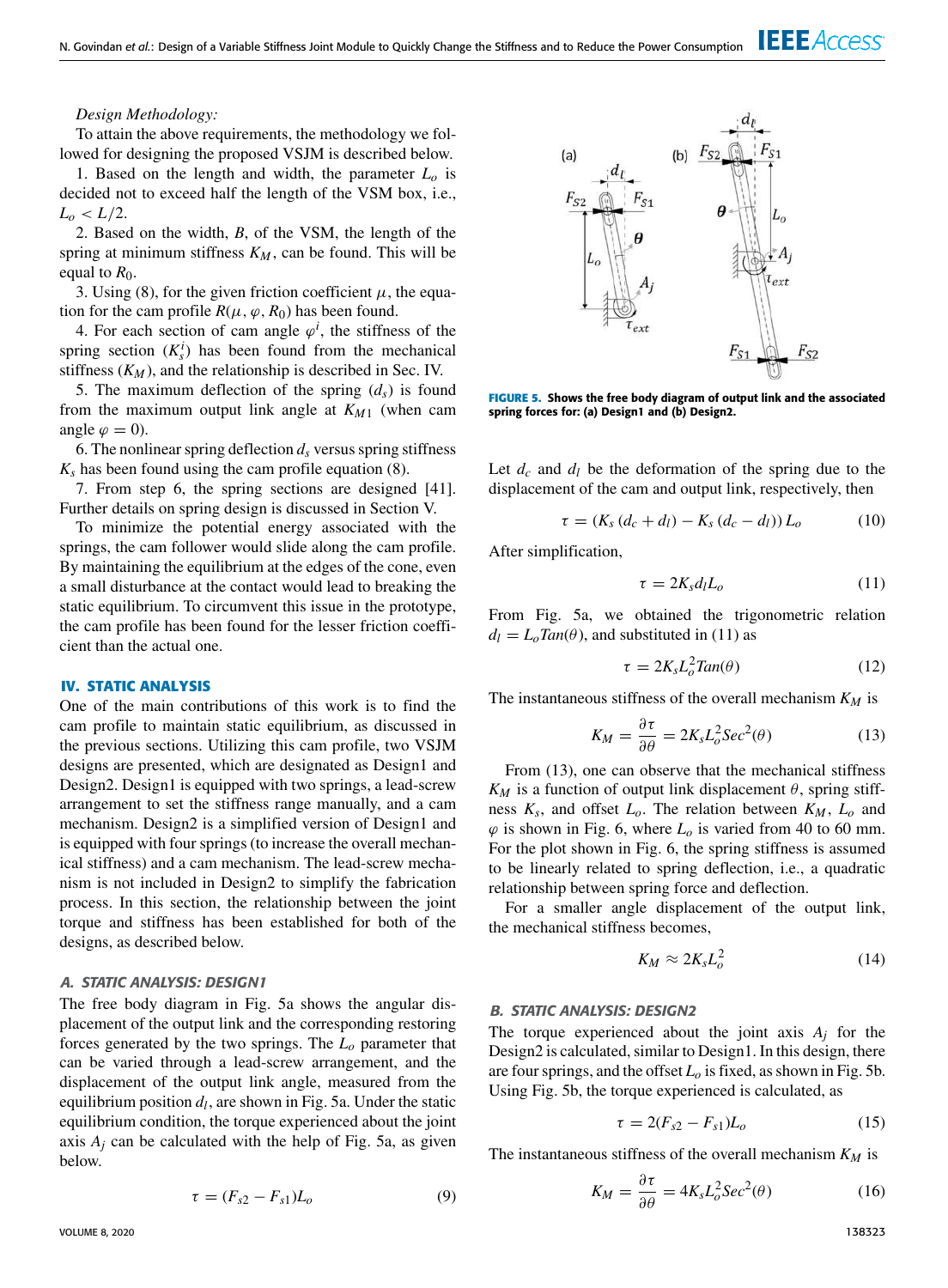*Design Methodology:*

To attain the above requirements, the methodology we followed for designing the proposed VSJM is described below.

1. Based on the length and width, the parameter $L_o$ is decided not to exceed half the length of the VSM box, i.e., $L_o < L/2$.
2. Based on the width, $B$, of the VSM, the length of the spring at minimum stiffness $K_M$, can be found. This will be equal to $R_0$.
3. Using (8), for the given friction coefficient $\mu$, the equation for the cam profile $R(\mu, \varphi, R_0)$ has been found.
4. For each section of cam angle $\varphi^i$, the stiffness of the spring section ($K_s^i$) has been found from the mechanical stiffness ($K_M$), and the relationship is described in Sec. IV.
5. The maximum deflection of the spring ($d_s$) is found from the maximum output link angle at $K_{M1}$ (when cam angle $\varphi = 0$).
6. The nonlinear spring deflection $d_s$ versus spring stiffness $K_s$ has been found using the cam profile equation (8).
7. From step 6, the spring sections are designed [41]. Further details on spring design is discussed in Section V.

To minimize the potential energy associated with the springs, the cam follower would slide along the cam profile. By maintaining the equilibrium at the edges of the cone, even a small disturbance at the contact would lead to breaking the static equilibrium. To circumvent this issue in the prototype, the cam profile has been found for the lesser friction coefficient than the actual one.

## IV. STATIC ANALYSIS

One of the main contributions of this work is to find the cam profile to maintain static equilibrium, as discussed in the previous sections. Utilizing this cam profile, two VSJM designs are presented, which are designated as Design1 and Design2. Design1 is equipped with two springs, a lead-screw arrangement to set the stiffness range manually, and a cam mechanism. Design2 is a simplified version of Design1 and is equipped with four springs (to increase the overall mechanical stiffness) and a cam mechanism. The lead-screw mechanism is not included in Design2 to simplify the fabrication process. In this section, the relationship between the joint torque and stiffness has been established for both of the designs, as described below.

### A. STATIC ANALYSIS: DESIGN1

The free body diagram in Fig. 5a shows the angular displacement of the output link and the corresponding restoring forces generated by the two springs. The $L_o$ parameter that can be varied through a lead-screw arrangement, and the displacement of the output link angle, measured from the equilibrium position $d_l$, are shown in Fig. 5a. Under the static equilibrium condition, the torque experienced about the joint axis $A_j$ can be calculated with the help of Fig. 5a, as given below.

$$\tau = (F_{s2} - F_{s1})L_o \tag{9}$$

**FIGURE 5. Shows the free body diagram of output link and the associated spring forces for: (a) Design1 and (b) Design2.**

Let $d_c$ and $d_l$ be the deformation of the spring due to the displacement of the cam and output link, respectively, then

$$\tau = (K_s(d_c + d_l) - K_s(d_c - d_l))L_o \tag{10}$$

After simplification,

$$\tau = 2K_s d_l L_o \tag{11}$$

From Fig. 5a, we obtained the trigonometric relation $d_l = L_o Tan(\theta)$, and substituted in (11) as

$$\tau = 2K_s L_o^2 Tan(\theta) \tag{12}$$

The instantaneous stiffness of the overall mechanism $K_M$ is

$$K_M = \frac{\partial \tau}{\partial \theta} = 2K_s L_o^2 Sec^2(\theta) \tag{13}$$

From (13), one can observe that the mechanical stiffness $K_M$ is a function of output link displacement $\theta$, spring stiffness $K_s$, and offset $L_o$. The relation between $K_M$, $L_o$ and $\varphi$ is shown in Fig. 6, where $L_o$ is varied from 40 to 60 mm. For the plot shown in Fig. 6, the spring stiffness is assumed to be linearly related to spring deflection, i.e., a quadratic relationship between spring force and deflection.

For a smaller angle displacement of the output link, the mechanical stiffness becomes,

$$K_M \approx 2K_s L_o^2 \tag{14}$$

### B. STATIC ANALYSIS: DESIGN2

The torque experienced about the joint axis $A_j$ for the Design2 is calculated, similar to Design1. In this design, there are four springs, and the offset $L_o$ is fixed, as shown in Fig. 5b. Using Fig. 5b, the torque experienced is calculated, as

$$\tau = 2(F_{s2} - F_{s1})L_o \tag{15}$$

The instantaneous stiffness of the overall mechanism $K_M$ is

$$K_M = \frac{\partial \tau}{\partial \theta} = 4K_s L_o^2 Sec^2(\theta) \tag{16}$$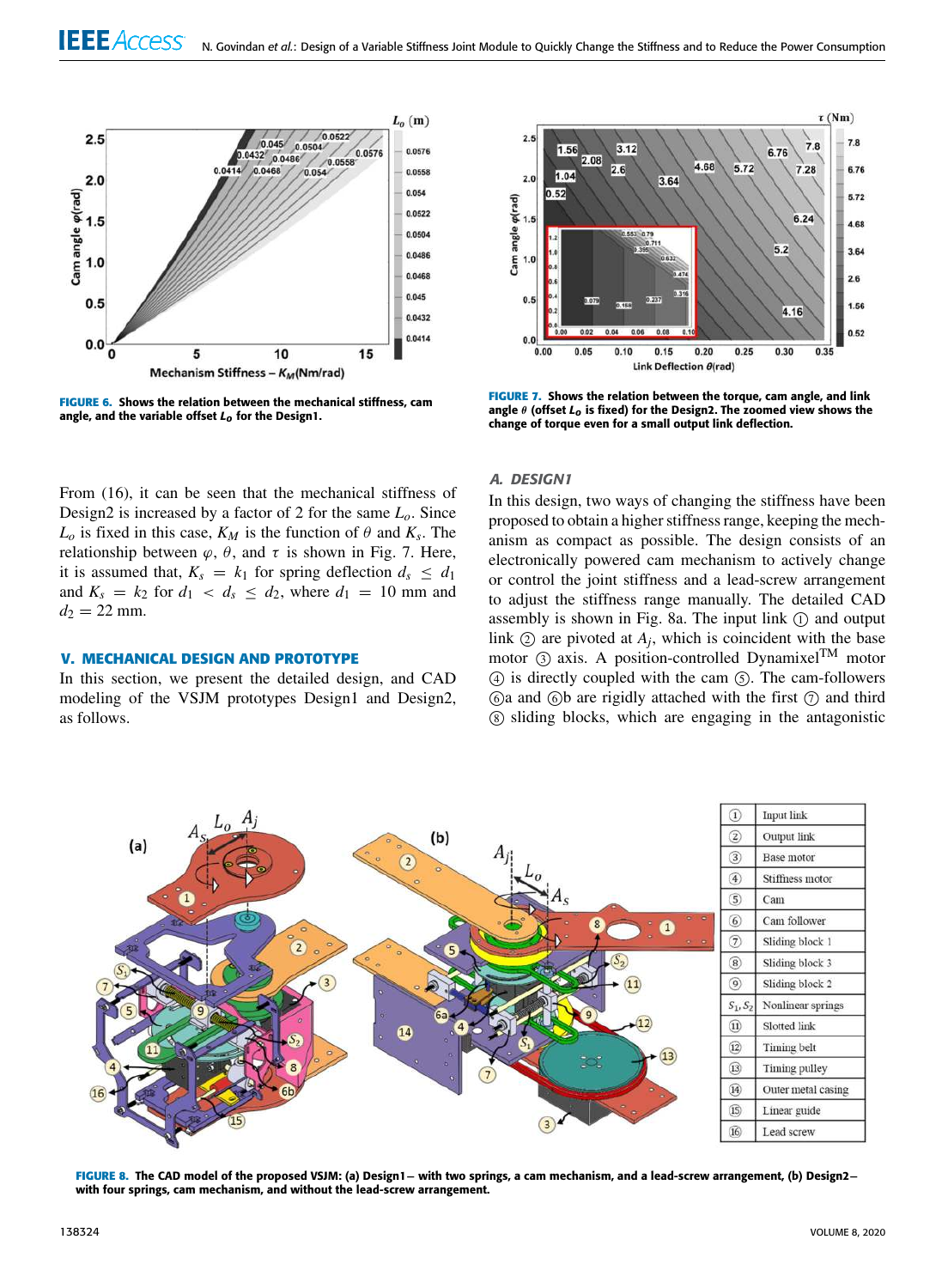FIGURE 6. Shows the relation between the mechanical stiffness, cam angle, and the variable offset $L_o$ for the Design1.

FIGURE 7. Shows the relation between the torque, cam angle, and link angle $\theta$ (offset $L_o$ is fixed) for the Design2. The zoomed view shows the change of torque even for a small output link deflection.

From (16), it can be seen that the mechanical stiffness of Design2 is increased by a factor of 2 for the same $L_o$. Since $L_o$ is fixed in this case, $K_M$ is the function of $\theta$ and $K_s$. The relationship between $\varphi$, $\theta$, and $\tau$ is shown in Fig. 7. Here, it is assumed that, $K_s = k_1$ for spring deflection $d_s \leq d_1$ and $K_s = k_2$ for $d_1 < d_s \leq d_2$, where $d_1 = 10$ mm and $d_2 = 22$ mm.

## V. MECHANICAL DESIGN AND PROTOTYPE

In this section, we present the detailed design, and CAD modeling of the VSJM prototypes Design1 and Design2, as follows.

### A. DESIGN1

In this design, two ways of changing the stiffness have been proposed to obtain a higher stiffness range, keeping the mechanism as compact as possible. The design consists of an electronically powered cam mechanism to actively change or control the joint stiffness and a lead-screw arrangement to adjust the stiffness range manually. The detailed CAD assembly is shown in Fig. 8a. The input link ① and output link ② are pivoted at $A_j$, which is coincident with the base motor ③ axis. A position-controlled Dynamixel™ motor ④ is directly coupled with the cam ⑤. The cam-followers ⑥a and ⑥b are rigidly attached with the first ⑦ and third ⑧ sliding blocks, which are engaging in the antagonistic

| No. | Part |
|---|---|
| ① | Input link |
| ② | Output link |
| ③ | Base motor |
| ④ | Stiffness motor |
| ⑤ | Cam |
| ⑥ | Cam follower |
| ⑦ | Sliding block 1 |
| ⑧ | Sliding block 3 |
| ⑨ | Sliding block 2 |
| $S_1, S_2$ | Nonlinear springs |
| ⑪ | Slotted link |
| ⑫ | Timing belt |
| ⑬ | Timing pulley |
| ⑭ | Outer metal casing |
| ⑮ | Linear guide |
| ⑯ | Lead screw |

FIGURE 8. The CAD model of the proposed VSJM: (a) Design1– with two springs, a cam mechanism, and a lead-screw arrangement, (b) Design2– with four springs, cam mechanism, and without the lead-screw arrangement.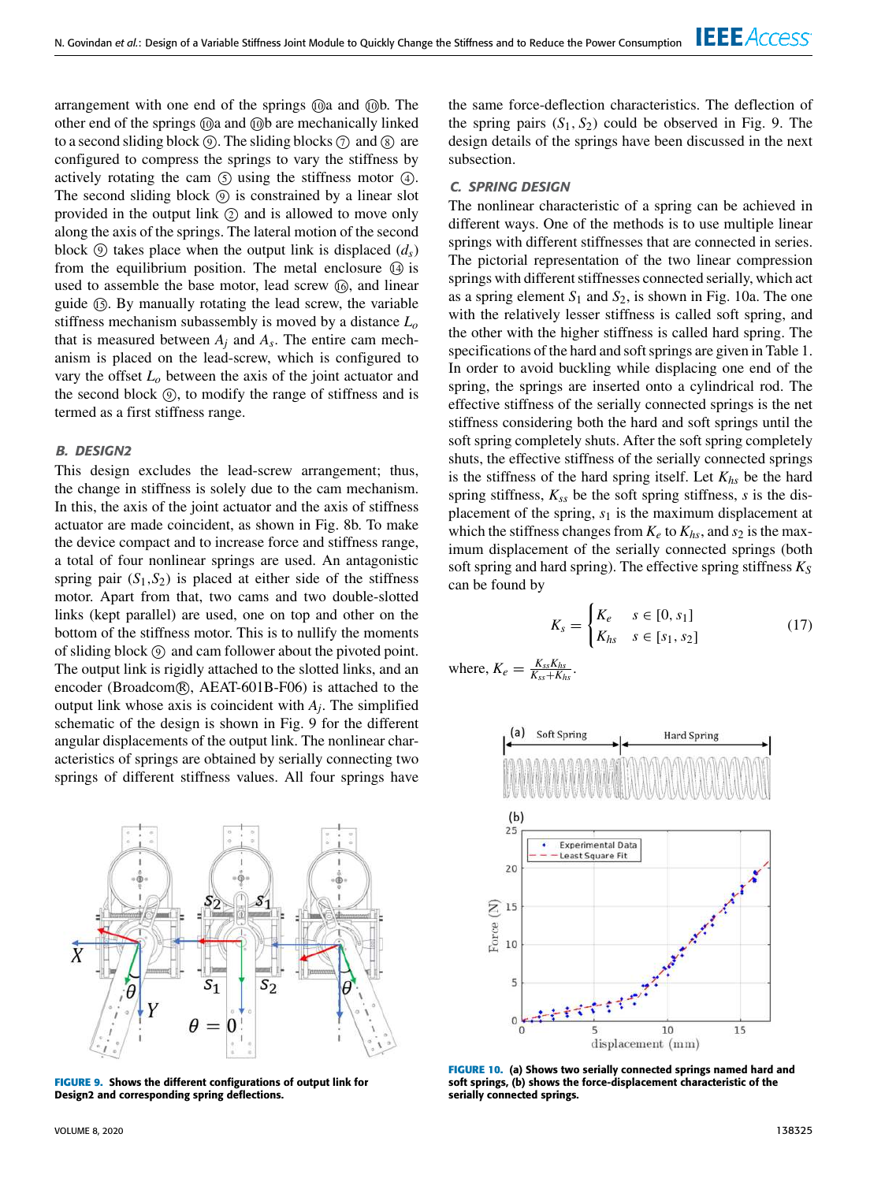arrangement with one end of the springs ⑩a and ⑩b. The other end of the springs ⑩a and ⑩b are mechanically linked to a second sliding block ⑨. The sliding blocks ⑦ and ⑧ are configured to compress the springs to vary the stiffness by actively rotating the cam ⑤ using the stiffness motor ④. The second sliding block ⑨ is constrained by a linear slot provided in the output link ② and is allowed to move only along the axis of the springs. The lateral motion of the second block ⑨ takes place when the output link is displaced ($d_s$) from the equilibrium position. The metal enclosure ⑭ is used to assemble the base motor, lead screw ⑯, and linear guide ⑮. By manually rotating the lead screw, the variable stiffness mechanism subassembly is moved by a distance $L_o$ that is measured between $A_j$ and $A_s$. The entire cam mechanism is placed on the lead-screw, which is configured to vary the offset $L_o$ between the axis of the joint actuator and the second block ⑨, to modify the range of stiffness and is termed as a first stiffness range.

### B. DESIGN2

This design excludes the lead-screw arrangement; thus, the change in stiffness is solely due to the cam mechanism. In this, the axis of the joint actuator and the axis of stiffness actuator are made coincident, as shown in Fig. 8b. To make the device compact and to increase force and stiffness range, a total of four nonlinear springs are used. An antagonistic spring pair ($S_1$,$S_2$) is placed at either side of the stiffness motor. Apart from that, two cams and two double-slotted links (kept parallel) are used, one on top and other on the bottom of the stiffness motor. This is to nullify the moments of sliding block ⑨ and cam follower about the pivoted point. The output link is rigidly attached to the slotted links, and an encoder (Broadcom®, AEAT-601B-F06) is attached to the output link whose axis is coincident with $A_j$. The simplified schematic of the design is shown in Fig. 9 for the different angular displacements of the output link. The nonlinear characteristics of springs are obtained by serially connecting two springs of different stiffness values. All four springs have the same force-deflection characteristics. The deflection of the spring pairs ($S_1$, $S_2$) could be observed in Fig. 9. The design details of the springs have been discussed in the next subsection.

**FIGURE 9. Shows the different configurations of output link for Design2 and corresponding spring deflections.**

### C. SPRING DESIGN

The nonlinear characteristic of a spring can be achieved in different ways. One of the methods is to use multiple linear springs with different stiffnesses that are connected in series. The pictorial representation of the two linear compression springs with different stiffnesses connected serially, which act as a spring element $S_1$ and $S_2$, is shown in Fig. 10a. The one with the relatively lesser stiffness is called soft spring, and the other with the higher stiffness is called hard spring. The specifications of the hard and soft springs are given in Table 1. In order to avoid buckling while displacing one end of the spring, the springs are inserted onto a cylindrical rod. The effective stiffness of the serially connected springs is the net stiffness considering both the hard and soft springs until the soft spring completely shuts. After the soft spring completely shuts, the effective stiffness of the serially connected springs is the stiffness of the hard spring itself. Let $K_{hs}$ be the hard spring stiffness, $K_{ss}$ be the soft spring stiffness, $s$ is the displacement of the spring, $s_1$ is the maximum displacement at which the stiffness changes from $K_e$ to $K_{hs}$, and $s_2$ is the maximum displacement of the serially connected springs (both soft spring and hard spring). The effective spring stiffness $K_S$ can be found by

$$K_s = \begin{cases} K_e & s \in [0, s_1] \\ K_{hs} & s \in [s_1, s_2] \end{cases} \tag{17}$$

where, $K_e = \frac{K_{ss}K_{hs}}{K_{ss}+K_{hs}}$.

**FIGURE 10. (a) Shows two serially connected springs named hard and soft springs, (b) shows the force-displacement characteristic of the serially connected springs.**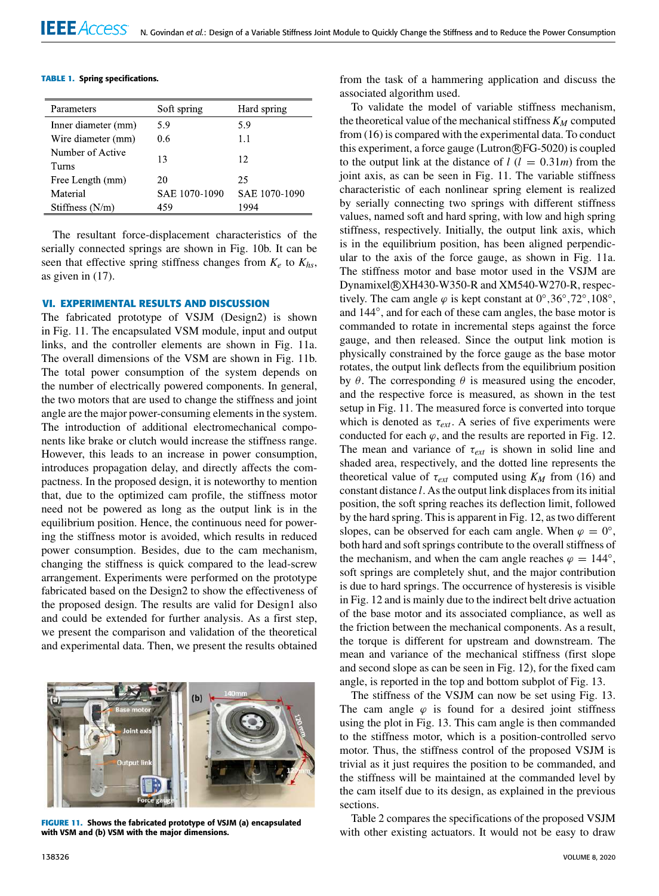**TABLE 1. Spring specifications.**

| Parameters | Soft spring | Hard spring |
|---|---|---|
| Inner diameter (mm) | 5.9 | 5.9 |
| Wire diameter (mm) | 0.6 | 1.1 |
| Number of Active Turns | 13 | 12 |
| Free Length (mm) | 20 | 25 |
| Material | SAE 1070-1090 | SAE 1070-1090 |
| Stiffness (N/m) | 459 | 1994 |

The resultant force-displacement characteristics of the serially connected springs are shown in Fig. 10b. It can be seen that effective spring stiffness changes from $K_e$ to $K_{hs}$, as given in (17).

## VI. EXPERIMENTAL RESULTS AND DISCUSSION

The fabricated prototype of VSJM (Design2) is shown in Fig. 11. The encapsulated VSM module, input and output links, and the controller elements are shown in Fig. 11a. The overall dimensions of the VSM are shown in Fig. 11b. The total power consumption of the system depends on the number of electrically powered components. In general, the two motors that are used to change the stiffness and joint angle are the major power-consuming elements in the system. The introduction of additional electromechanical components like brake or clutch would increase the stiffness range. However, this leads to an increase in power consumption, introduces propagation delay, and directly affects the compactness. In the proposed design, it is noteworthy to mention that, due to the optimized cam profile, the stiffness motor need not be powered as long as the output link is in the equilibrium position. Hence, the continuous need for powering the stiffness motor is avoided, which results in reduced power consumption. Besides, due to the cam mechanism, changing the stiffness is quick compared to the lead-screw arrangement. Experiments were performed on the prototype fabricated based on the Design2 to show the effectiveness of the proposed design. The results are valid for Design1 also and could be extended for further analysis. As a first step, we present the comparison and validation of the theoretical and experimental data. Then, we present the results obtained from the task of a hammering application and discuss the associated algorithm used.

**FIGURE 11.** Shows the fabricated prototype of VSJM (a) encapsulated with VSM and (b) VSM with the major dimensions.

To validate the model of variable stiffness mechanism, the theoretical value of the mechanical stiffness $K_M$ computed from (16) is compared with the experimental data. To conduct this experiment, a force gauge (Lutron®FG-5020) is coupled to the output link at the distance of $l$ ($l = 0.31m$) from the joint axis, as can be seen in Fig. 11. The variable stiffness characteristic of each nonlinear spring element is realized by serially connecting two springs with different stiffness values, named soft and hard spring, with low and high spring stiffness, respectively. Initially, the output link axis, which is in the equilibrium position, has been aligned perpendicular to the axis of the force gauge, as shown in Fig. 11a. The stiffness motor and base motor used in the VSJM are Dynamixel®XH430-W350-R and XM540-W270-R, respectively. The cam angle $\varphi$ is kept constant at $0°, 36°, 72°, 108°$, and $144°$, and for each of these cam angles, the base motor is commanded to rotate in incremental steps against the force gauge, and then released. Since the output link motion is physically constrained by the force gauge as the base motor rotates, the output link deflects from the equilibrium position by $\theta$. The corresponding $\theta$ is measured using the encoder, and the respective force is measured, as shown in the test setup in Fig. 11. The measured force is converted into torque which is denoted as $\tau_{ext}$. A series of five experiments were conducted for each $\varphi$, and the results are reported in Fig. 12. The mean and variance of $\tau_{ext}$ is shown in solid line and shaded area, respectively, and the dotted line represents the theoretical value of $\tau_{ext}$ computed using $K_M$ from (16) and constant distance $l$. As the output link displaces from its initial position, the soft spring reaches its deflection limit, followed by the hard spring. This is apparent in Fig. 12, as two different slopes, can be observed for each cam angle. When $\varphi = 0°$, both hard and soft springs contribute to the overall stiffness of the mechanism, and when the cam angle reaches $\varphi = 144°$, soft springs are completely shut, and the major contribution is due to hard springs. The occurrence of hysteresis is visible in Fig. 12 and is mainly due to the indirect belt drive actuation of the base motor and its associated compliance, as well as the friction between the mechanical components. As a result, the torque is different for upstream and downstream. The mean and variance of the mechanical stiffness (first slope and second slope as can be seen in Fig. 12), for the fixed cam angle, is reported in the top and bottom subplot of Fig. 13.

The stiffness of the VSJM can now be set using Fig. 13. The cam angle $\varphi$ is found for a desired joint stiffness using the plot in Fig. 13. This cam angle is then commanded to the stiffness motor, which is a position-controlled servo motor. Thus, the stiffness control of the proposed VSJM is trivial as it just requires the position to be commanded, and the stiffness will be maintained at the commanded level by the cam itself due to its design, as explained in the previous sections.

Table 2 compares the specifications of the proposed VSJM with other existing actuators. It would not be easy to draw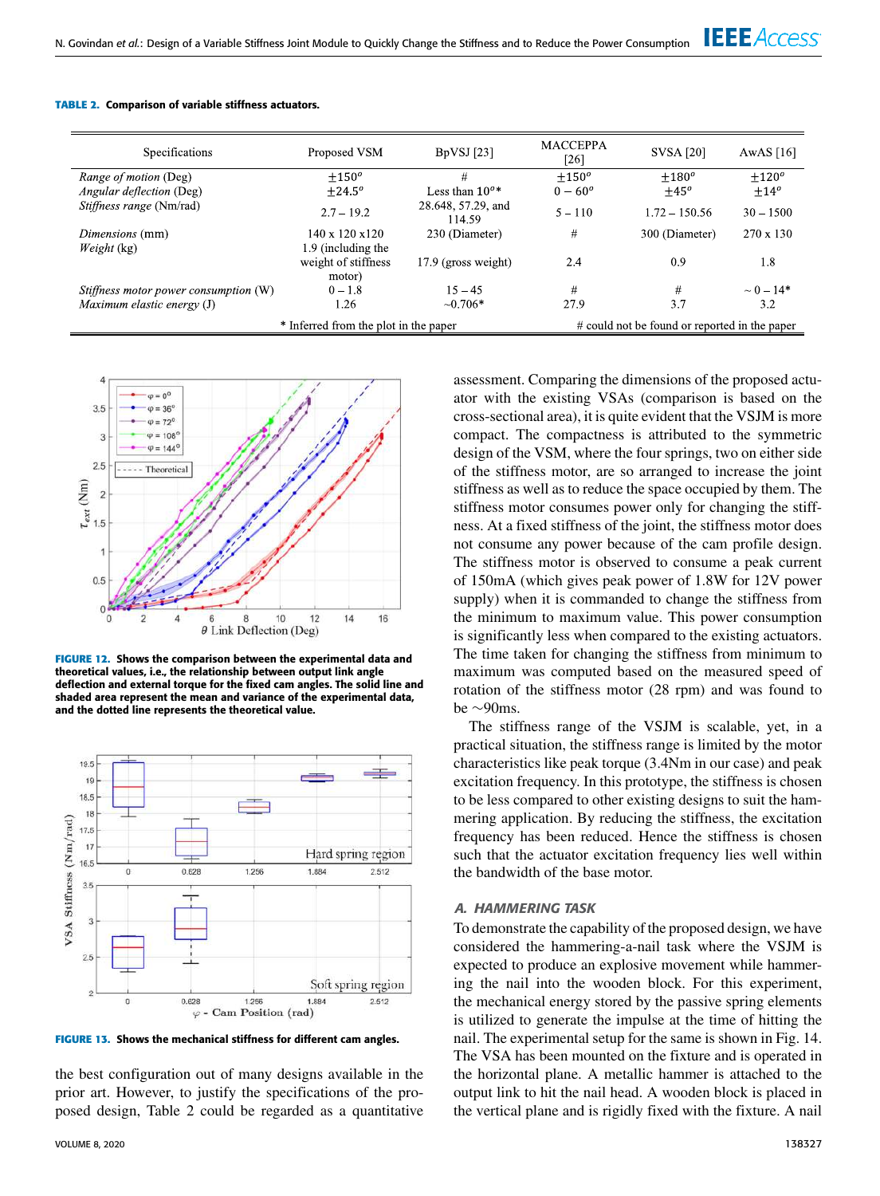**TABLE 2. Comparison of variable stiffness actuators.**

| Specifications | Proposed VSM | BpVSJ [23] | MACCEPPA [26] | SVSA [20] | AwAS [16] |
|---|---|---|---|---|---|
| *Range of motion* (Deg) | $\pm 150^o$ | # | $\pm 150^o$ | $\pm 180^o$ | $\pm 120^o$ |
| *Angular deflection* (Deg) | $\pm 24.5^o$ | Less than $10^o$* | $0 - 60^o$ | $\pm 45^o$ | $\pm 14^o$ |
| *Stiffness range* (Nm/rad) | 2.7 – 19.2 | 28.648, 57.29, and 114.59 | 5 – 110 | 1.72 – 150.56 | 30 – 1500 |
| *Dimensions* (mm) | 140 x 120 x120 | 230 (Diameter) | # | 300 (Diameter) | 270 x 130 |
| *Weight* (kg) | 1.9 (including the weight of stiffness motor) | 17.9 (gross weight) | 2.4 | 0.9 | 1.8 |
| *Stiffness motor power consumption* (W) | 0 – 1.8 | 15 – 45 | # | # | ~ 0 – 14* |
| *Maximum elastic energy* (J) | 1.26 | ~0.706* | 27.9 | 3.7 | 3.2 |

\* Inferred from the plot in the paper # could not be found or reported in the paper

**FIGURE 12.** Shows the comparison between the experimental data and theoretical values, i.e., the relationship between output link angle deflection and external torque for the fixed cam angles. The solid line and shaded area represent the mean and variance of the experimental data, and the dotted line represents the theoretical value.

**FIGURE 13.** Shows the mechanical stiffness for different cam angles.

the best configuration out of many designs available in the prior art. However, to justify the specifications of the proposed design, Table 2 could be regarded as a quantitative assessment. Comparing the dimensions of the proposed actuator with the existing VSAs (comparison is based on the cross-sectional area), it is quite evident that the VSJM is more compact. The compactness is attributed to the symmetric design of the VSM, where the four springs, two on either side of the stiffness motor, are so arranged to increase the joint stiffness as well as to reduce the space occupied by them. The stiffness motor consumes power only for changing the stiffness. At a fixed stiffness of the joint, the stiffness motor does not consume any power because of the cam profile design. The stiffness motor is observed to consume a peak current of 150mA (which gives peak power of 1.8W for 12V power supply) when it is commanded to change the stiffness from the minimum to maximum value. This power consumption is significantly less when compared to the existing actuators. The time taken for changing the stiffness from minimum to maximum was computed based on the measured speed of rotation of the stiffness motor (28 rpm) and was found to be ~90ms.

The stiffness range of the VSJM is scalable, yet, in a practical situation, the stiffness range is limited by the motor characteristics like peak torque (3.4Nm in our case) and peak excitation frequency. In this prototype, the stiffness is chosen to be less compared to other existing designs to suit the hammering application. By reducing the stiffness, the excitation frequency has been reduced. Hence the stiffness is chosen such that the actuator excitation frequency lies well within the bandwidth of the base motor.

### A. HAMMERING TASK

To demonstrate the capability of the proposed design, we have considered the hammering-a-nail task where the VSJM is expected to produce an explosive movement while hammering the nail into the wooden block. For this experiment, the mechanical energy stored by the passive spring elements is utilized to generate the impulse at the time of hitting the nail. The experimental setup for the same is shown in Fig. 14. The VSA has been mounted on the fixture and is operated in the horizontal plane. A metallic hammer is attached to the output link to hit the nail head. A wooden block is placed in the vertical plane and is rigidly fixed with the fixture. A nail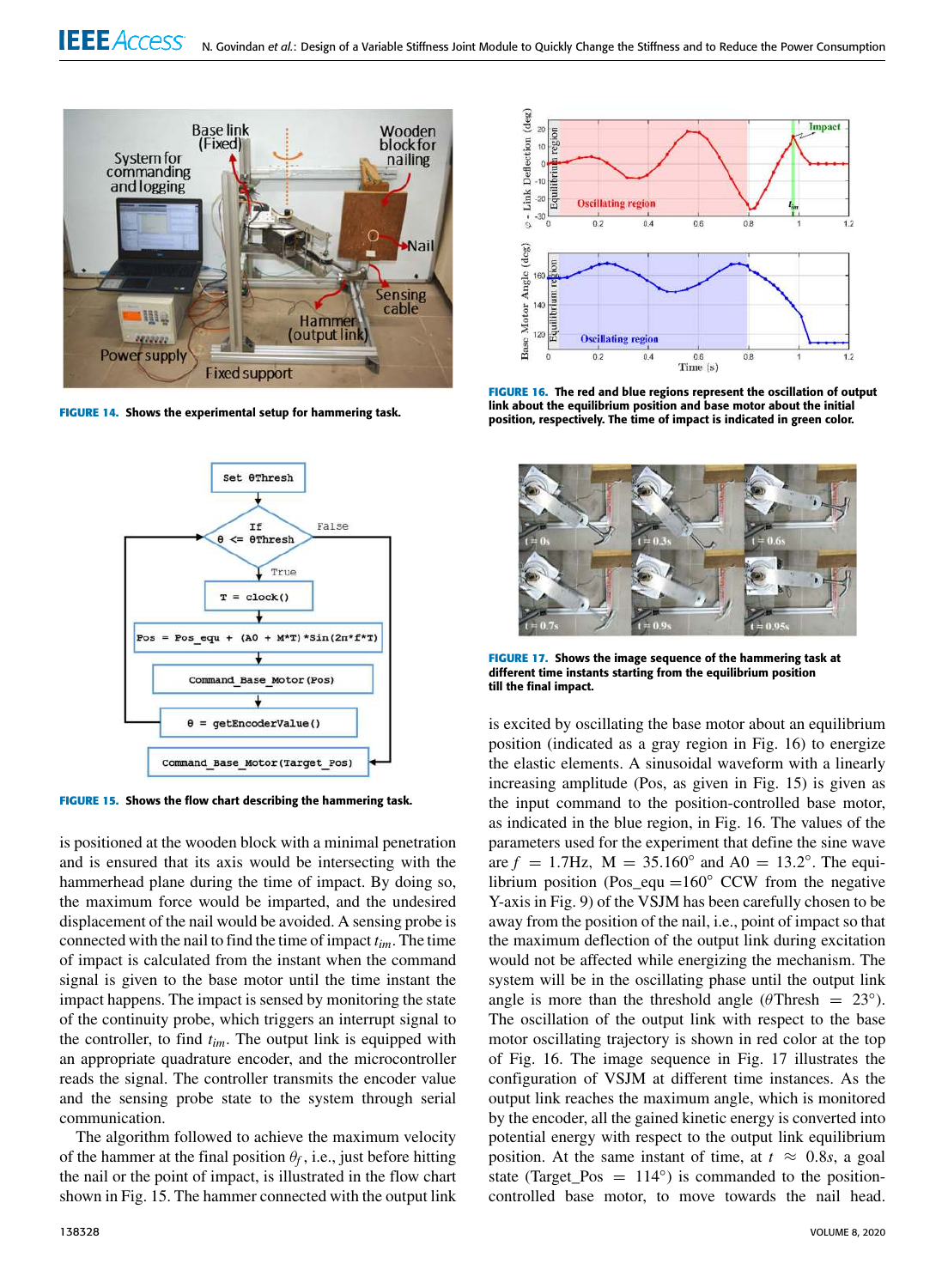FIGURE 14. Shows the experimental setup for hammering task.

FIGURE 15. Shows the flow chart describing the hammering task.

FIGURE 16. The red and blue regions represent the oscillation of output link about the equilibrium position and base motor about the initial position, respectively. The time of impact is indicated in green color.

FIGURE 17. Shows the image sequence of the hammering task at different time instants starting from the equilibrium position till the final impact.

is positioned at the wooden block with a minimal penetration and is ensured that its axis would be intersecting with the hammerhead plane during the time of impact. By doing so, the maximum force would be imparted, and the undesired displacement of the nail would be avoided. A sensing probe is connected with the nail to find the time of impact $t_{im}$. The time of impact is calculated from the instant when the command signal is given to the base motor until the time instant the impact happens. The impact is sensed by monitoring the state of the continuity probe, which triggers an interrupt signal to the controller, to find $t_{im}$. The output link is equipped with an appropriate quadrature encoder, and the microcontroller reads the signal. The controller transmits the encoder value and the sensing probe state to the system through serial communication.

The algorithm followed to achieve the maximum velocity of the hammer at the final position $\theta_f$, i.e., just before hitting the nail or the point of impact, is illustrated in the flow chart shown in Fig. 15. The hammer connected with the output link is excited by oscillating the base motor about an equilibrium position (indicated as a gray region in Fig. 16) to energize the elastic elements. A sinusoidal waveform with a linearly increasing amplitude (Pos, as given in Fig. 15) is given as the input command to the position-controlled base motor, as indicated in the blue region, in Fig. 16. The values of the parameters used for the experiment that define the sine wave are $f = 1.7$Hz, $M = 35.160^{\circ}$ and $A0 = 13.2^{\circ}$. The equilibrium position (Pos_equ $=160^{\circ}$ CCW from the negative Y-axis in Fig. 9) of the VSJM has been carefully chosen to be away from the position of the nail, i.e., point of impact so that the maximum deflection of the output link during excitation would not be affected while energizing the mechanism. The system will be in the oscillating phase until the output link angle is more than the threshold angle ($\theta$Thresh $= 23^{\circ}$). The oscillation of the output link with respect to the base motor oscillating trajectory is shown in red color at the top of Fig. 16. The image sequence in Fig. 17 illustrates the configuration of VSJM at different time instances. As the output link reaches the maximum angle, which is monitored by the encoder, all the gained kinetic energy is converted into potential energy with respect to the output link equilibrium position. At the same instant of time, at $t \approx 0.8s$, a goal state (Target_Pos $= 114^{\circ}$) is commanded to the position-controlled base motor, to move towards the nail head.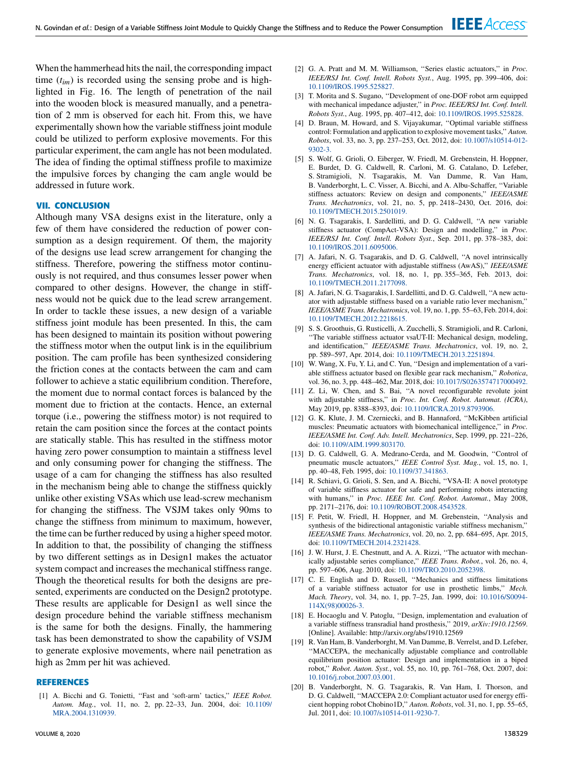When the hammerhead hits the nail, the corresponding impact time ($t_{im}$) is recorded using the sensing probe and is highlighted in Fig. 16. The length of penetration of the nail into the wooden block is measured manually, and a penetration of 2 mm is observed for each hit. From this, we have experimentally shown how the variable stiffness joint module could be utilized to perform explosive movements. For this particular experiment, the cam angle has not been modulated. The idea of finding the optimal stiffness profile to maximize the impulsive forces by changing the cam angle would be addressed in future work.

## VII. CONCLUSION

Although many VSA designs exist in the literature, only a few of them have considered the reduction of power consumption as a design requirement. Of them, the majority of the designs use lead screw arrangement for changing the stiffness. Therefore, powering the stiffness motor continuously is not required, and thus consumes lesser power when compared to other designs. However, the change in stiffness would not be quick due to the lead screw arrangement. In order to tackle these issues, a new design of a variable stiffness joint module has been presented. In this, the cam has been designed to maintain its position without powering the stiffness motor when the output link is in the equilibrium position. The cam profile has been synthesized considering the friction cones at the contacts between the cam and cam follower to achieve a static equilibrium condition. Therefore, the moment due to normal contact forces is balanced by the moment due to friction at the contacts. Hence, an external torque (i.e., powering the stiffness motor) is not required to retain the cam position since the forces at the contact points are statically stable. This has resulted in the stiffness motor having zero power consumption to maintain a stiffness level and only consuming power for changing the stiffness. The usage of a cam for changing the stiffness has also resulted in the mechanism being able to change the stiffness quickly unlike other existing VSAs which use lead-screw mechanism for changing the stiffness. The VSJM takes only 90ms to change the stiffness from minimum to maximum, however, the time can be further reduced by using a higher speed motor. In addition to that, the possibility of changing the stiffness by two different settings as in Design1 makes the actuator system compact and increases the mechanical stiffness range. Though the theoretical results for both the designs are presented, experiments are conducted on the Design2 prototype. These results are applicable for Design1 as well since the design procedure behind the variable stiffness mechanism is the same for both the designs. Finally, the hammering task has been demonstrated to show the capability of VSJM to generate explosive movements, where nail penetration as high as 2mm per hit was achieved.

## REFERENCES

[1] A. Bicchi and G. Tonietti, "Fast and 'soft-arm' tactics," *IEEE Robot. Autom. Mag.*, vol. 11, no. 2, pp. 22–33, Jun. 2004, doi: 10.1109/MRA.2004.1310939.

[2] G. A. Pratt and M. M. Williamson, "Series elastic actuators," in *Proc. IEEE/RSJ Int. Conf. Intell. Robots Syst.*, Aug. 1995, pp. 399–406, doi: 10.1109/IROS.1995.525827.

[3] T. Morita and S. Sugano, "Development of one-DOF robot arm equipped with mechanical impedance adjuster," in *Proc. IEEE/RSJ Int. Conf. Intell. Robots Syst.*, Aug. 1995, pp. 407–412, doi: 10.1109/IROS.1995.525828.

[4] D. Braun, M. Howard, and S. Vijayakumar, "Optimal variable stiffness control: Formulation and application to explosive movement tasks," *Auton. Robots*, vol. 33, no. 3, pp. 237–253, Oct. 2012, doi: 10.1007/s10514-012-9302-3.

[5] S. Wolf, G. Grioli, O. Eiberger, W. Friedl, M. Grebenstein, H. Hoppner, E. Burdet, D. G. Caldwell, R. Carloni, M. G. Catalano, D. Lefeber, S. Stramigioli, N. Tsagarakis, M. Van Damme, R. Van Ham, B. Vanderborght, L. C. Visser, A. Bicchi, and A. Albu-Schaffer, "Variable stiffness actuators: Review on design and components," *IEEE/ASME Trans. Mechatronics*, vol. 21, no. 5, pp. 2418–2430, Oct. 2016, doi: 10.1109/TMECH.2015.2501019.

[6] N. G. Tsagarakis, I. Sardellitti, and D. G. Caldwell, "A new variable stiffness actuator (CompAct-VSA): Design and modelling," in *Proc. IEEE/RSJ Int. Conf. Intell. Robots Syst.*, Sep. 2011, pp. 378–383, doi: 10.1109/IROS.2011.6095006.

[7] A. Jafari, N. G. Tsagarakis, and D. G. Caldwell, "A novel intrinsically energy efficient actuator with adjustable stiffness (AwAS)," *IEEE/ASME Trans. Mechatronics*, vol. 18, no. 1, pp. 355–365, Feb. 2013, doi: 10.1109/TMECH.2011.2177098.

[8] A. Jafari, N. G. Tsagarakis, I. Sardellitti, and D. G. Caldwell, "A new actuator with adjustable stiffness based on a variable ratio lever mechanism," *IEEE/ASME Trans. Mechatronics*, vol. 19, no. 1, pp. 55–63, Feb. 2014, doi: 10.1109/TMECH.2012.2218615.

[9] S. S. Groothuis, G. Rusticelli, A. Zucchelli, S. Stramigioli, and R. Carloni, "The variable stiffness actuator vsaUT-II: Mechanical design, modeling, and identification," *IEEE/ASME Trans. Mechatronics*, vol. 19, no. 2, pp. 589–597, Apr. 2014, doi: 10.1109/TMECH.2013.2251894.

[10] W. Wang, X. Fu, Y. Li, and C. Yun, "Design and implementation of a variable stiffness actuator based on flexible gear rack mechanism," *Robotica*, vol. 36, no. 3, pp. 448–462, Mar. 2018, doi: 10.1017/S0263574717000492.

[11] Z. Li, W. Chen, and S. Bai, "A novel reconfigurable revolute joint with adjustable stiffness," in *Proc. Int. Conf. Robot. Automat. (ICRA)*, May 2019, pp. 8388–8393, doi: 10.1109/ICRA.2019.8793906.

[12] G. K. Klute, J. M. Czerniecki, and B. Hannaford, "McKibben artificial muscles: Pneumatic actuators with biomechanical intelligence," in *Proc. IEEE/ASME Int. Conf. Adv. Intell. Mechatronics*, Sep. 1999, pp. 221–226, doi: 10.1109/AIM.1999.803170.

[13] D. G. Caldwell, G. A. Medrano-Cerda, and M. Goodwin, "Control of pneumatic muscle actuators," *IEEE Control Syst. Mag.*, vol. 15, no. 1, pp. 40–48, Feb. 1995, doi: 10.1109/37.341863.

[14] R. Schiavi, G. Grioli, S. Sen, and A. Bicchi, "VSA-II: A novel prototype of variable stiffness actuator for safe and performing robots interacting with humans," in *Proc. IEEE Int. Conf. Robot. Automat.*, May 2008, pp. 2171–2176, doi: 10.1109/ROBOT.2008.4543528.

[15] F. Petit, W. Friedl, H. Hoppner, and M. Grebenstein, "Analysis and synthesis of the bidirectional antagonistic variable stiffness mechanism," *IEEE/ASME Trans. Mechatronics*, vol. 20, no. 2, pp. 684–695, Apr. 2015, doi: 10.1109/TMECH.2014.2321428.

[16] J. W. Hurst, J. E. Chestnutt, and A. A. Rizzi, "The actuator with mechanically adjustable series compliance," *IEEE Trans. Robot.*, vol. 26, no. 4, pp. 597–606, Aug. 2010, doi: 10.1109/TRO.2010.2052398.

[17] C. E. English and D. Russell, "Mechanics and stiffness limitations of a variable stiffness actuator for use in prosthetic limbs," *Mech. Mach. Theory*, vol. 34, no. 1, pp. 7–25, Jan. 1999, doi: 10.1016/S0094-114X(98)00026-3.

[18] E. Hocaoglu and V. Patoglu, "Design, implementation and evaluation of a variable stiffness transradial hand prosthesis," 2019, *arXiv:1910.12569*. [Online]. Available: http://arxiv.org/abs/1910.12569

[19] R. Van Ham, B. Vanderborght, M. Van Damme, B. Verrelst, and D. Lefeber, "MACCEPA, the mechanically adjustable compliance and controllable equilibrium position actuator: Design and implementation in a biped robot," *Robot. Auton. Syst.*, vol. 55, no. 10, pp. 761–768, Oct. 2007, doi: 10.1016/j.robot.2007.03.001.

[20] B. Vanderborght, N. G. Tsagarakis, R. Van Ham, I. Thorson, and D. G. Caldwell, "MACCEPA 2.0: Compliant actuator used for energy efficient hopping robot Chobino1D," *Auton. Robots*, vol. 31, no. 1, pp. 55–65, Jul. 2011, doi: 10.1007/s10514-011-9230-7.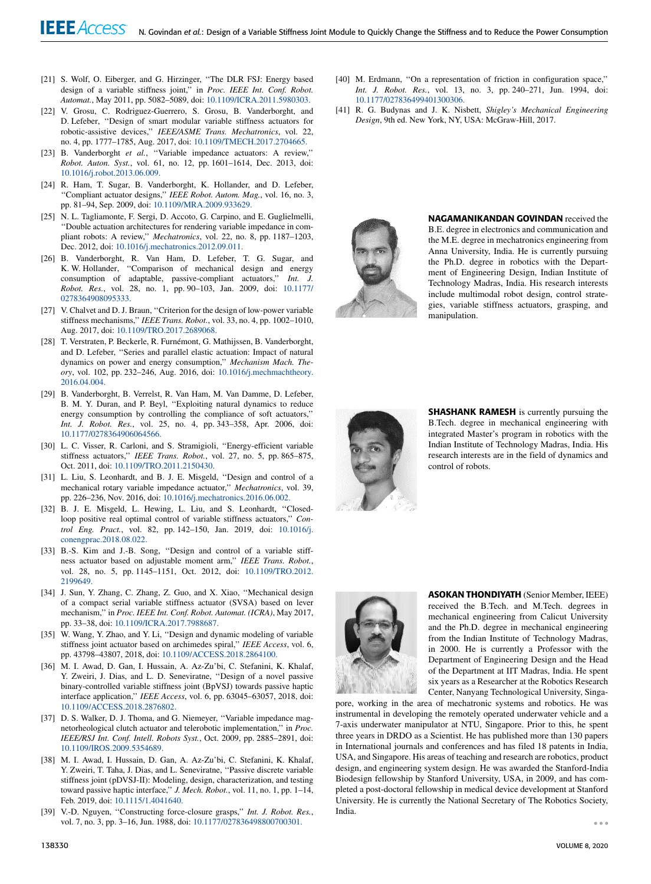[21] S. Wolf, O. Eiberger, and G. Hirzinger, "The DLR FSJ: Energy based design of a variable stiffness joint," in *Proc. IEEE Int. Conf. Robot. Automat.*, May 2011, pp. 5082–5089, doi: 10.1109/ICRA.2011.5980303.

[22] V. Grosu, C. Rodriguez-Guerrero, S. Grosu, B. Vanderborght, and D. Lefeber, "Design of smart modular variable stiffness actuators for robotic-assistive devices," *IEEE/ASME Trans. Mechatronics*, vol. 22, no. 4, pp. 1777–1785, Aug. 2017, doi: 10.1109/TMECH.2017.2704665.

[23] B. Vanderborght *et al.*, "Variable impedance actuators: A review," *Robot. Auton. Syst.*, vol. 61, no. 12, pp. 1601–1614, Dec. 2013, doi: 10.1016/j.robot.2013.06.009.

[24] R. Ham, T. Sugar, B. Vanderborght, K. Hollander, and D. Lefeber, "Compliant actuator designs," *IEEE Robot. Autom. Mag.*, vol. 16, no. 3, pp. 81–94, Sep. 2009, doi: 10.1109/MRA.2009.933629.

[25] N. L. Tagliamonte, F. Sergi, D. Accoto, G. Carpino, and E. Guglielmelli, "Double actuation architectures for rendering variable impedance in compliant robots: A review," *Mechatronics*, vol. 22, no. 8, pp. 1187–1203, Dec. 2012, doi: 10.1016/j.mechatronics.2012.09.011.

[26] B. Vanderborght, R. Van Ham, D. Lefeber, T. G. Sugar, and K. W. Hollander, "Comparison of mechanical design and energy consumption of adaptable, passive-compliant actuators," *Int. J. Robot. Res.*, vol. 28, no. 1, pp. 90–103, Jan. 2009, doi: 10.1177/0278364908095333.

[27] V. Chalvet and D. J. Braun, "Criterion for the design of low-power variable stiffness mechanisms," *IEEE Trans. Robot.*, vol. 33, no. 4, pp. 1002–1010, Aug. 2017, doi: 10.1109/TRO.2017.2689068.

[28] T. Verstraten, P. Beckerle, R. Furnémont, G. Mathijssen, B. Vanderborght, and D. Lefeber, "Series and parallel elastic actuation: Impact of natural dynamics on power and energy consumption," *Mechanism Mach. Theory*, vol. 102, pp. 232–246, Aug. 2016, doi: 10.1016/j.mechmachtheory.2016.04.004.

[29] B. Vanderborght, B. Verrelst, R. Van Ham, M. Van Damme, D. Lefeber, B. M. Y. Duran, and P. Beyl, "Exploiting natural dynamics to reduce energy consumption by controlling the compliance of soft actuators," *Int. J. Robot. Res.*, vol. 25, no. 4, pp. 343–358, Apr. 2006, doi: 10.1177/0278364906064566.

[30] L. C. Visser, R. Carloni, and S. Stramigioli, "Energy-efficient variable stiffness actuators," *IEEE Trans. Robot.*, vol. 27, no. 5, pp. 865–875, Oct. 2011, doi: 10.1109/TRO.2011.2150430.

[31] L. Liu, S. Leonhardt, and B. J. E. Misgeld, "Design and control of a mechanical rotary variable impedance actuator," *Mechatronics*, vol. 39, pp. 226–236, Nov. 2016, doi: 10.1016/j.mechatronics.2016.06.002.

[32] B. J. E. Misgeld, L. Hewing, L. Liu, and S. Leonhardt, "Closed-loop positive real optimal control of variable stiffness actuators," *Control Eng. Pract.*, vol. 82, pp. 142–150, Jan. 2019, doi: 10.1016/j.conengprac.2018.08.022.

[33] B.-S. Kim and J.-B. Song, "Design and control of a variable stiffness actuator based on adjustable moment arm," *IEEE Trans. Robot.*, vol. 28, no. 5, pp. 1145–1151, Oct. 2012, doi: 10.1109/TRO.2012.2199649.

[34] J. Sun, Y. Zhang, C. Zhang, Z. Guo, and X. Xiao, "Mechanical design of a compact serial variable stiffness actuator (SVSA) based on lever mechanism," in *Proc. IEEE Int. Conf. Robot. Automat. (ICRA)*, May 2017, pp. 33–38, doi: 10.1109/ICRA.2017.7988687.

[35] W. Wang, Y. Zhao, and Y. Li, "Design and dynamic modeling of variable stiffness joint actuator based on archimedes spiral," *IEEE Access*, vol. 6, pp. 43798–43807, 2018, doi: 10.1109/ACCESS.2018.2864100.

[36] M. I. Awad, D. Gan, I. Hussain, A. Az-Zu'bi, C. Stefanini, K. Khalaf, Y. Zweiri, J. Dias, and L. D. Seneviratne, "Design of a novel passive binary-controlled variable stiffness joint (BpVSJ) towards passive haptic interface application," *IEEE Access*, vol. 6, pp. 63045–63057, 2018, doi: 10.1109/ACCESS.2018.2876802.

[37] D. S. Walker, D. J. Thoma, and G. Niemeyer, "Variable impedance magnetorheological clutch actuator and telerobotic implementation," in *Proc. IEEE/RSJ Int. Conf. Intell. Robots Syst.*, Oct. 2009, pp. 2885–2891, doi: 10.1109/IROS.2009.5354689.

[38] M. I. Awad, I. Hussain, D. Gan, A. Az-Zu'bi, C. Stefanini, K. Khalaf, Y. Zweiri, T. Taha, J. Dias, and L. Seneviratne, "Passive discrete variable stiffness joint (pDVSJ-II): Modeling, design, characterization, and testing toward passive haptic interface," *J. Mech. Robot.*, vol. 11, no. 1, pp. 1–14, Feb. 2019, doi: 10.1115/1.4041640.

[39] V.-D. Nguyen, "Constructing force-closure grasps," *Int. J. Robot. Res.*, vol. 7, no. 3, pp. 3–16, Jun. 1988, doi: 10.1177/027836498800700301.

[40] M. Erdmann, "On a representation of friction in configuration space," *Int. J. Robot. Res.*, vol. 13, no. 3, pp. 240–271, Jun. 1994, doi: 10.1177/027836499401300306.

[41] R. G. Budynas and J. K. Nisbett, *Shigley's Mechanical Engineering Design*, 9th ed. New York, NY, USA: McGraw-Hill, 2017.

**NAGAMANIKANDAN GOVINDAN** received the B.E. degree in electronics and communication and the M.E. degree in mechatronics engineering from Anna University, India. He is currently pursuing the Ph.D. degree in robotics with the Department of Engineering Design, Indian Institute of Technology Madras, India. His research interests include multimodal robot design, control strategies, variable stiffness actuators, grasping, and manipulation.

**SHASHANK RAMESH** is currently pursuing the B.Tech. degree in mechanical engineering with integrated Master's program in robotics with the Indian Institute of Technology Madras, India. His research interests are in the field of dynamics and control of robots.

**ASOKAN THONDIYATH** (Senior Member, IEEE) received the B.Tech. and M.Tech. degrees in mechanical engineering from Calicut University and the Ph.D. degree in mechanical engineering from the Indian Institute of Technology Madras, in 2000. He is currently a Professor with the Department of Engineering Design and the Head of the Department at IIT Madras, India. He spent six years as a Researcher at the Robotics Research Center, Nanyang Technological University, Singapore, working in the area of mechatronic systems and robotics. He was instrumental in developing the remotely operated underwater vehicle and a 7-axis underwater manipulator at NTU, Singapore. Prior to this, he spent three years in DRDO as a Scientist. He has published more than 130 papers in International journals and conferences and has filed 18 patents in India, USA, and Singapore. His areas of teaching and research are robotics, product design, and engineering system design. He was awarded the Stanford-India Biodesign fellowship by Stanford University, USA, in 2009, and has completed a post-doctoral fellowship in medical device development at Stanford University. He is currently the National Secretary of The Robotics Society, India.